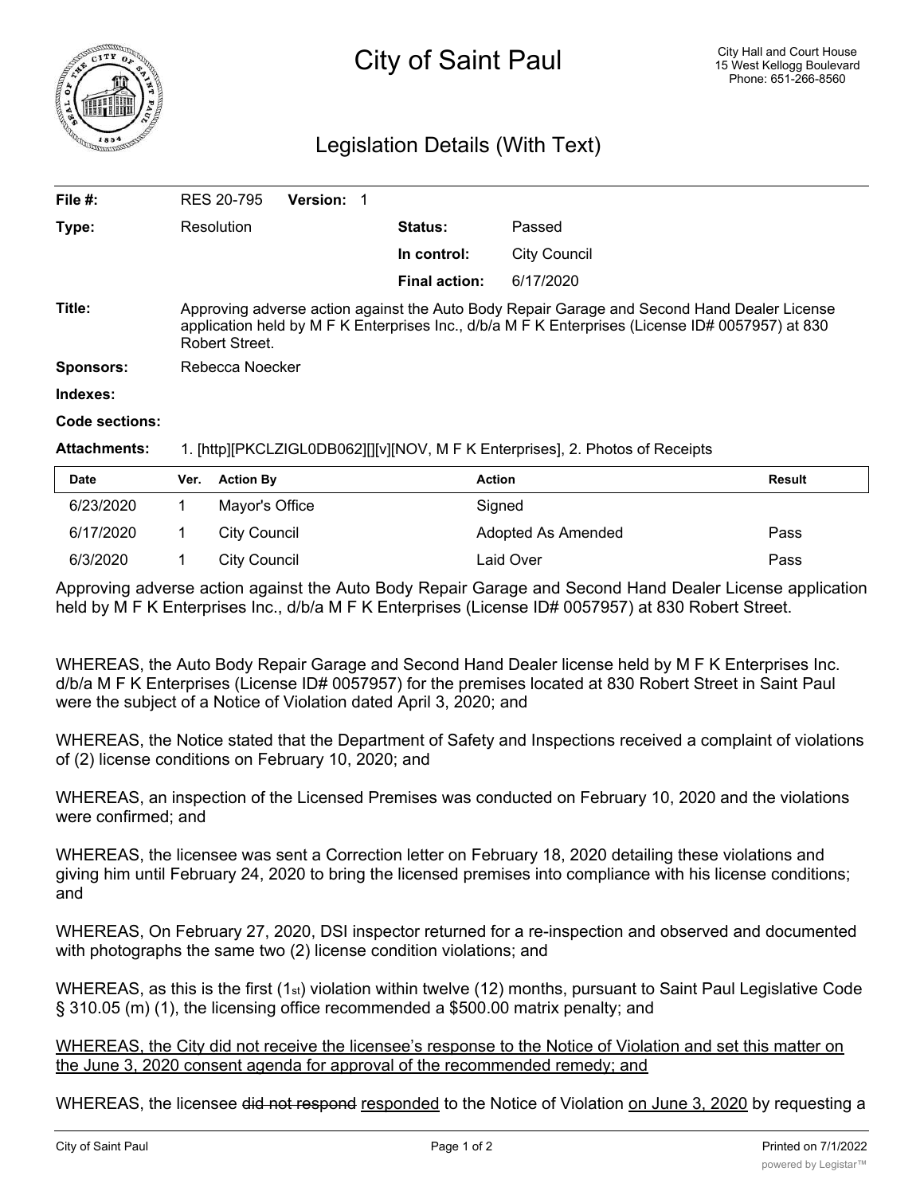# City of Saint Paul

City Hall and Court House
15 West Kellogg Boulevard
Phone: 651-266-8560

## Legislation Details (With Text)

| | | | |
|---|---|---|---|
| **File #:** | RES 20-795 **Version:** 1 | | |
| **Type:** | Resolution | **Status:** | Passed |
| | | **In control:** | City Council |
| | | **Final action:** | 6/17/2020 |

**Title:** Approving adverse action against the Auto Body Repair Garage and Second Hand Dealer License application held by M F K Enterprises Inc., d/b/a M F K Enterprises (License ID# 0057957) at 830 Robert Street.

**Sponsors:** Rebecca Noecker

**Indexes:**

**Code sections:**

**Attachments:** 1. [http][PKCLZIGL0DB062][][v][NOV, M F K Enterprises], 2. Photos of Receipts

| Date | Ver. | Action By | Action | Result |
|---|---|---|---|---|
| 6/23/2020 | 1 | Mayor's Office | Signed | |
| 6/17/2020 | 1 | City Council | Adopted As Amended | Pass |
| 6/3/2020 | 1 | City Council | Laid Over | Pass |

Approving adverse action against the Auto Body Repair Garage and Second Hand Dealer License application held by M F K Enterprises Inc., d/b/a M F K Enterprises (License ID# 0057957) at 830 Robert Street.

WHEREAS, the Auto Body Repair Garage and Second Hand Dealer license held by M F K Enterprises Inc. d/b/a M F K Enterprises (License ID# 0057957) for the premises located at 830 Robert Street in Saint Paul were the subject of a Notice of Violation dated April 3, 2020; and

WHEREAS, the Notice stated that the Department of Safety and Inspections received a complaint of violations of (2) license conditions on February 10, 2020; and

WHEREAS, an inspection of the Licensed Premises was conducted on February 10, 2020 and the violations were confirmed; and

WHEREAS, the licensee was sent a Correction letter on February 18, 2020 detailing these violations and giving him until February 24, 2020 to bring the licensed premises into compliance with his license conditions; and

WHEREAS, On February 27, 2020, DSI inspector returned for a re-inspection and observed and documented with photographs the same two (2) license condition violations; and

WHEREAS, as this is the first (1st) violation within twelve (12) months, pursuant to Saint Paul Legislative Code § 310.05 (m) (1), the licensing office recommended a $500.00 matrix penalty; and

<u>WHEREAS, the City did not receive the licensee's response to the Notice of Violation and set this matter on the June 3, 2020 consent agenda for approval of the recommended remedy; and</u>

WHEREAS, the licensee ~~did not respond~~ <u>responded</u> to the Notice of Violation <u>on June 3, 2020</u> by requesting a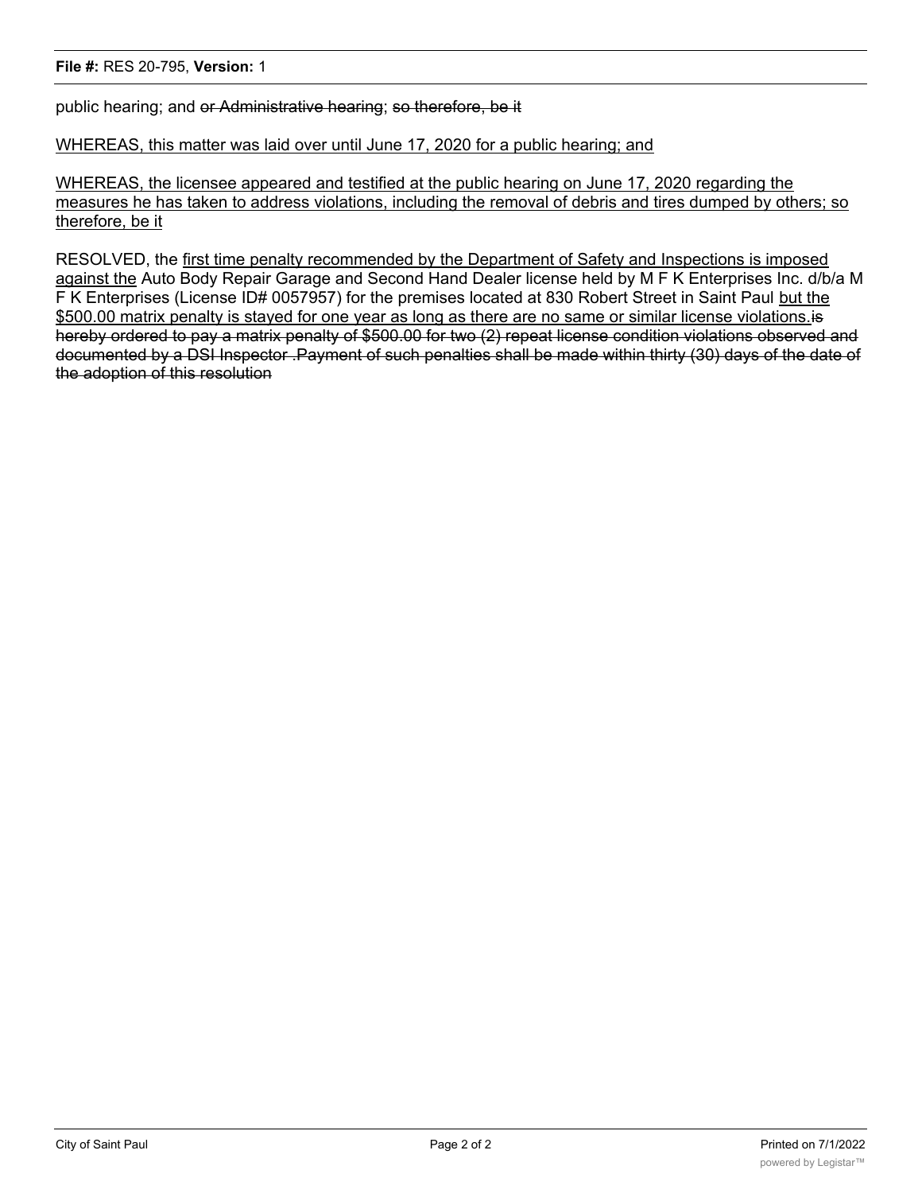public hearing; and ~~or Administrative hearing~~; ~~so therefore, be it~~

WHEREAS, this matter was laid over until June 17, 2020 for a public hearing; and

WHEREAS, the licensee appeared and testified at the public hearing on June 17, 2020 regarding the measures he has taken to address violations, including the removal of debris and tires dumped by others; so therefore, be it

RESOLVED, the first time penalty recommended by the Department of Safety and Inspections is imposed against the Auto Body Repair Garage and Second Hand Dealer license held by M F K Enterprises Inc. d/b/a M F K Enterprises (License ID# 0057957) for the premises located at 830 Robert Street in Saint Paul but the $500.00 matrix penalty is stayed for one year as long as there are no same or similar license violations.~~is hereby ordered to pay a matrix penalty of $500.00 for two (2) repeat license condition violations observed and documented by a DSI Inspector .Payment of such penalties shall be made within thirty (30) days of the date of the adoption of this resolution~~